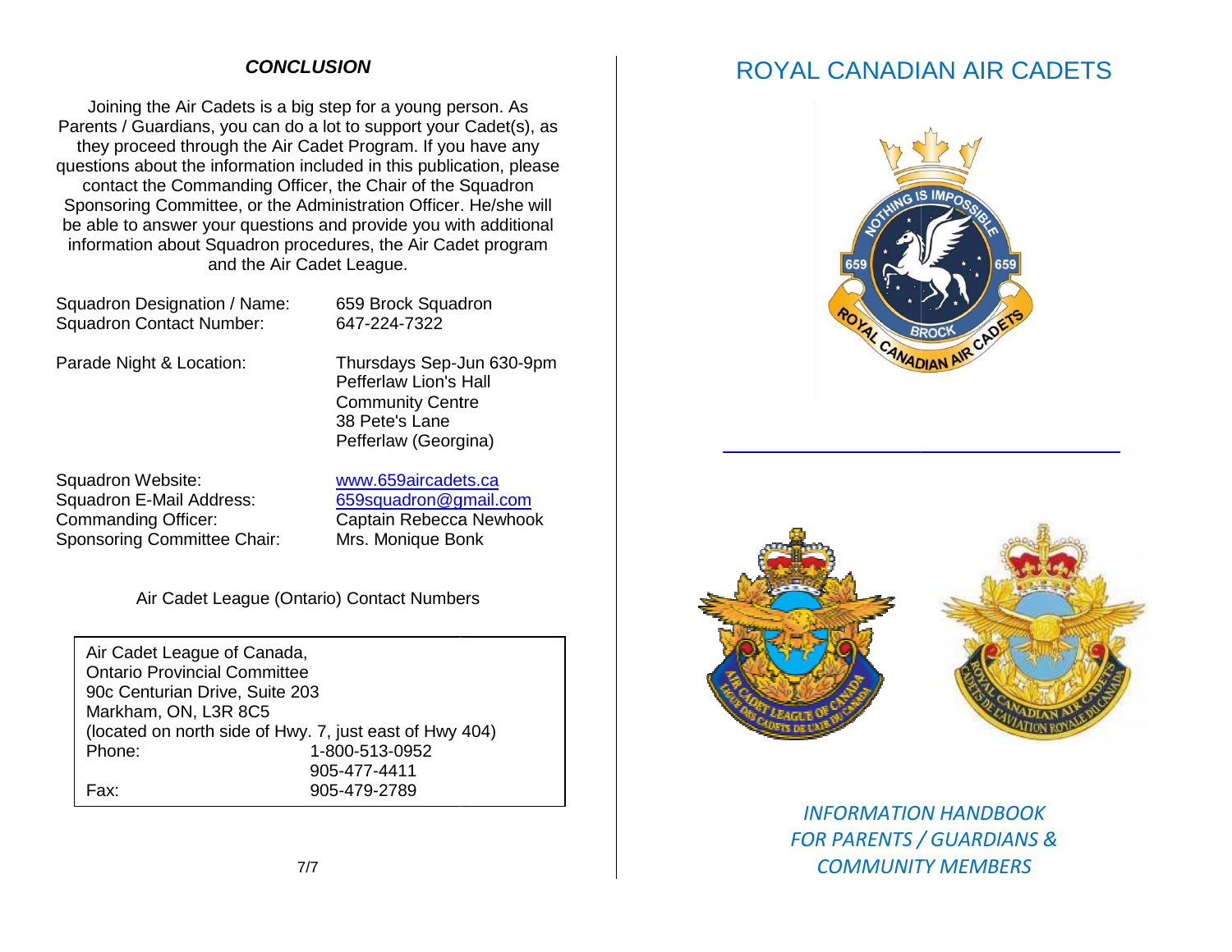## *CONCLUSION*

Joining the Air Cadets is a big step for a young person. As Parents / Guardians, you can do a lot to support your Cadet(s), as they proceed through the Air Cadet Program. If you have any questions about the information included in this publication, please contact the Commanding Officer, the Chair of the Squadron Sponsoring Committee, or the Administration Officer. He/she will be able to answer your questions and provide you with additional information about Squadron procedures, the Air Cadet program and the Air Cadet League.

| | |
|---|---|
| Squadron Designation / Name: | 659 Brock Squadron |
| Squadron Contact Number: | 647-224-7322 |
| Parade Night & Location: | Thursdays Sep-Jun 630-9pm<br>Pefferlaw Lion's Hall<br>Community Centre<br>38 Pete's Lane<br>Pefferlaw (Georgina) |
| Squadron Website: | www.659aircadets.ca |
| Squadron E-Mail Address: | 659squadron@gmail.com |
| Commanding Officer: | Captain Rebecca Newhook |
| Sponsoring Committee Chair: | Mrs. Monique Bonk |

Air Cadet League (Ontario) Contact Numbers

Air Cadet League of Canada,
Ontario Provincial Committee
90c Centurian Drive, Suite 203
Markham, ON, L3R 8C5
(located on north side of Hwy. 7, just east of Hwy 404)

| | |
|---|---|
| Phone: | 1-800-513-0952<br>905-477-4411 |
| Fax: | 905-479-2789 |

# ROYAL CANADIAN AIR CADETS

*INFORMATION HANDBOOK FOR PARENTS / GUARDIANS & COMMUNITY MEMBERS*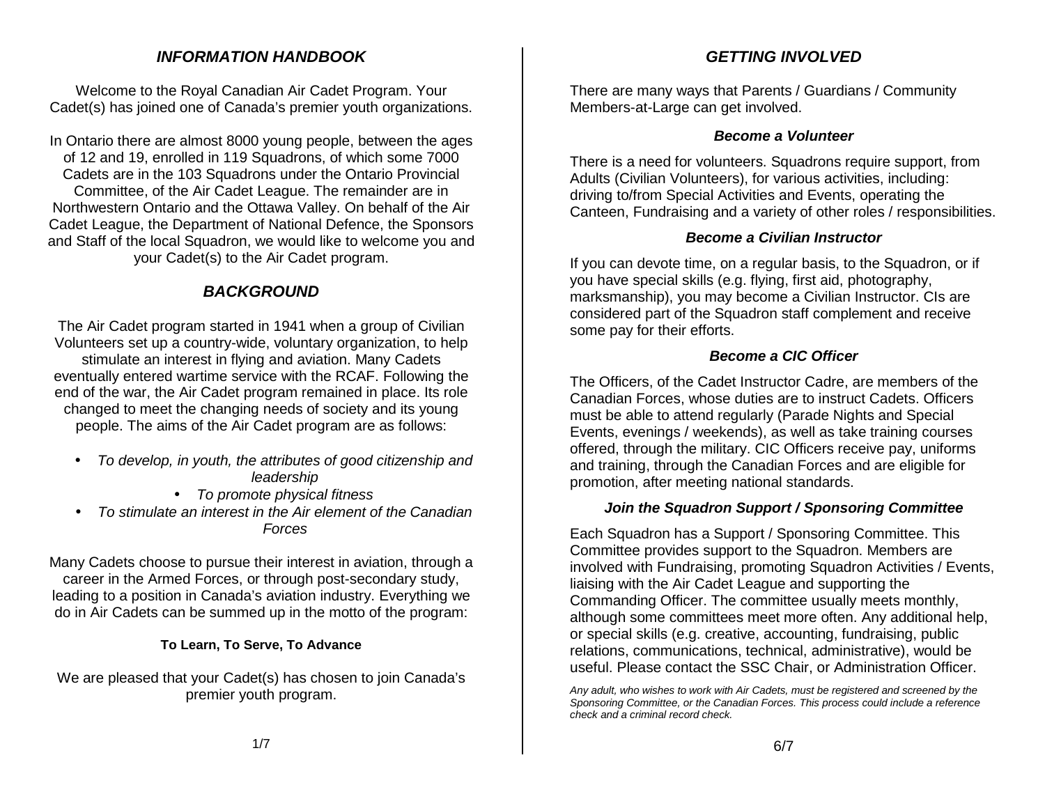## *INFORMATION HANDBOOK*

Welcome to the Royal Canadian Air Cadet Program. Your Cadet(s) has joined one of Canada's premier youth organizations.

In Ontario there are almost 8000 young people, between the ages of 12 and 19, enrolled in 119 Squadrons, of which some 7000 Cadets are in the 103 Squadrons under the Ontario Provincial Committee, of the Air Cadet League. The remainder are in Northwestern Ontario and the Ottawa Valley. On behalf of the Air Cadet League, the Department of National Defence, the Sponsors and Staff of the local Squadron, we would like to welcome you and your Cadet(s) to the Air Cadet program.

## *BACKGROUND*

The Air Cadet program started in 1941 when a group of Civilian Volunteers set up a country-wide, voluntary organization, to help stimulate an interest in flying and aviation. Many Cadets eventually entered wartime service with the RCAF. Following the end of the war, the Air Cadet program remained in place. Its role changed to meet the changing needs of society and its young people. The aims of the Air Cadet program are as follows:

- *To develop, in youth, the attributes of good citizenship and leadership*
- *To promote physical fitness*
- *To stimulate an interest in the Air element of the Canadian Forces*

Many Cadets choose to pursue their interest in aviation, through a career in the Armed Forces, or through post-secondary study, leading to a position in Canada's aviation industry. Everything we do in Air Cadets can be summed up in the motto of the program:

**To Learn, To Serve, To Advance**

We are pleased that your Cadet(s) has chosen to join Canada's premier youth program.

## *GETTING INVOLVED*

There are many ways that Parents / Guardians / Community Members-at-Large can get involved.

### *Become a Volunteer*

There is a need for volunteers. Squadrons require support, from Adults (Civilian Volunteers), for various activities, including: driving to/from Special Activities and Events, operating the Canteen, Fundraising and a variety of other roles / responsibilities.

### *Become a Civilian Instructor*

If you can devote time, on a regular basis, to the Squadron, or if you have special skills (e.g. flying, first aid, photography, marksmanship), you may become a Civilian Instructor. CIs are considered part of the Squadron staff complement and receive some pay for their efforts.

### *Become a CIC Officer*

The Officers, of the Cadet Instructor Cadre, are members of the Canadian Forces, whose duties are to instruct Cadets. Officers must be able to attend regularly (Parade Nights and Special Events, evenings / weekends), as well as take training courses offered, through the military. CIC Officers receive pay, uniforms and training, through the Canadian Forces and are eligible for promotion, after meeting national standards.

### *Join the Squadron Support / Sponsoring Committee*

Each Squadron has a Support / Sponsoring Committee. This Committee provides support to the Squadron. Members are involved with Fundraising, promoting Squadron Activities / Events, liaising with the Air Cadet League and supporting the Commanding Officer. The committee usually meets monthly, although some committees meet more often. Any additional help, or special skills (e.g. creative, accounting, fundraising, public relations, communications, technical, administrative), would be useful. Please contact the SSC Chair, or Administration Officer.

*Any adult, who wishes to work with Air Cadets, must be registered and screened by the Sponsoring Committee, or the Canadian Forces. This process could include a reference check and a criminal record check.*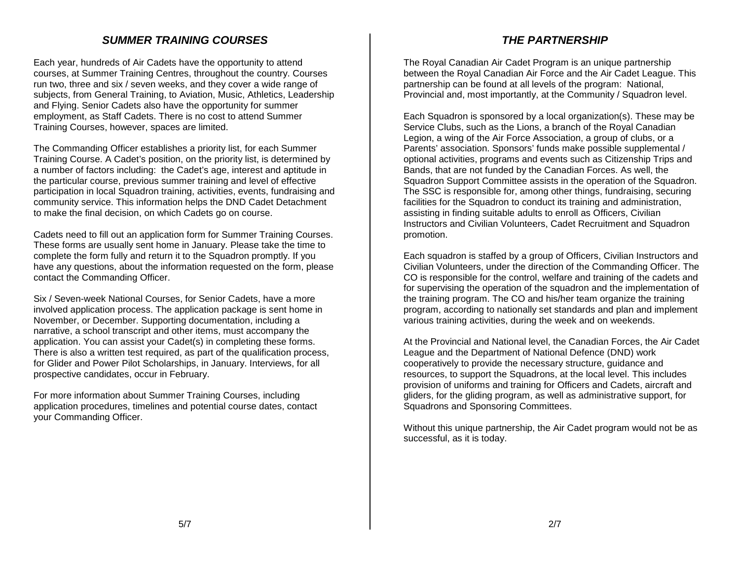## *SUMMER TRAINING COURSES*

Each year, hundreds of Air Cadets have the opportunity to attend courses, at Summer Training Centres, throughout the country. Courses run two, three and six / seven weeks, and they cover a wide range of subjects, from General Training, to Aviation, Music, Athletics, Leadership and Flying. Senior Cadets also have the opportunity for summer employment, as Staff Cadets. There is no cost to attend Summer Training Courses, however, spaces are limited.

The Commanding Officer establishes a priority list, for each Summer Training Course. A Cadet's position, on the priority list, is determined by a number of factors including: the Cadet's age, interest and aptitude in the particular course, previous summer training and level of effective participation in local Squadron training, activities, events, fundraising and community service. This information helps the DND Cadet Detachment to make the final decision, on which Cadets go on course.

Cadets need to fill out an application form for Summer Training Courses. These forms are usually sent home in January. Please take the time to complete the form fully and return it to the Squadron promptly. If you have any questions, about the information requested on the form, please contact the Commanding Officer.

Six / Seven-week National Courses, for Senior Cadets, have a more involved application process. The application package is sent home in November, or December. Supporting documentation, including a narrative, a school transcript and other items, must accompany the application. You can assist your Cadet(s) in completing these forms. There is also a written test required, as part of the qualification process, for Glider and Power Pilot Scholarships, in January. Interviews, for all prospective candidates, occur in February.

For more information about Summer Training Courses, including application procedures, timelines and potential course dates, contact your Commanding Officer.

## *THE PARTNERSHIP*

The Royal Canadian Air Cadet Program is an unique partnership between the Royal Canadian Air Force and the Air Cadet League. This partnership can be found at all levels of the program: National, Provincial and, most importantly, at the Community / Squadron level.

Each Squadron is sponsored by a local organization(s). These may be Service Clubs, such as the Lions, a branch of the Royal Canadian Legion, a wing of the Air Force Association, a group of clubs, or a Parents' association. Sponsors' funds make possible supplemental / optional activities, programs and events such as Citizenship Trips and Bands, that are not funded by the Canadian Forces. As well, the Squadron Support Committee assists in the operation of the Squadron. The SSC is responsible for, among other things, fundraising, securing facilities for the Squadron to conduct its training and administration, assisting in finding suitable adults to enroll as Officers, Civilian Instructors and Civilian Volunteers, Cadet Recruitment and Squadron promotion.

Each squadron is staffed by a group of Officers, Civilian Instructors and Civilian Volunteers, under the direction of the Commanding Officer. The CO is responsible for the control, welfare and training of the cadets and for supervising the operation of the squadron and the implementation of the training program. The CO and his/her team organize the training program, according to nationally set standards and plan and implement various training activities, during the week and on weekends.

At the Provincial and National level, the Canadian Forces, the Air Cadet League and the Department of National Defence (DND) work cooperatively to provide the necessary structure, guidance and resources, to support the Squadrons, at the local level. This includes provision of uniforms and training for Officers and Cadets, aircraft and gliders, for the gliding program, as well as administrative support, for Squadrons and Sponsoring Committees.

Without this unique partnership, the Air Cadet program would not be as successful, as it is today.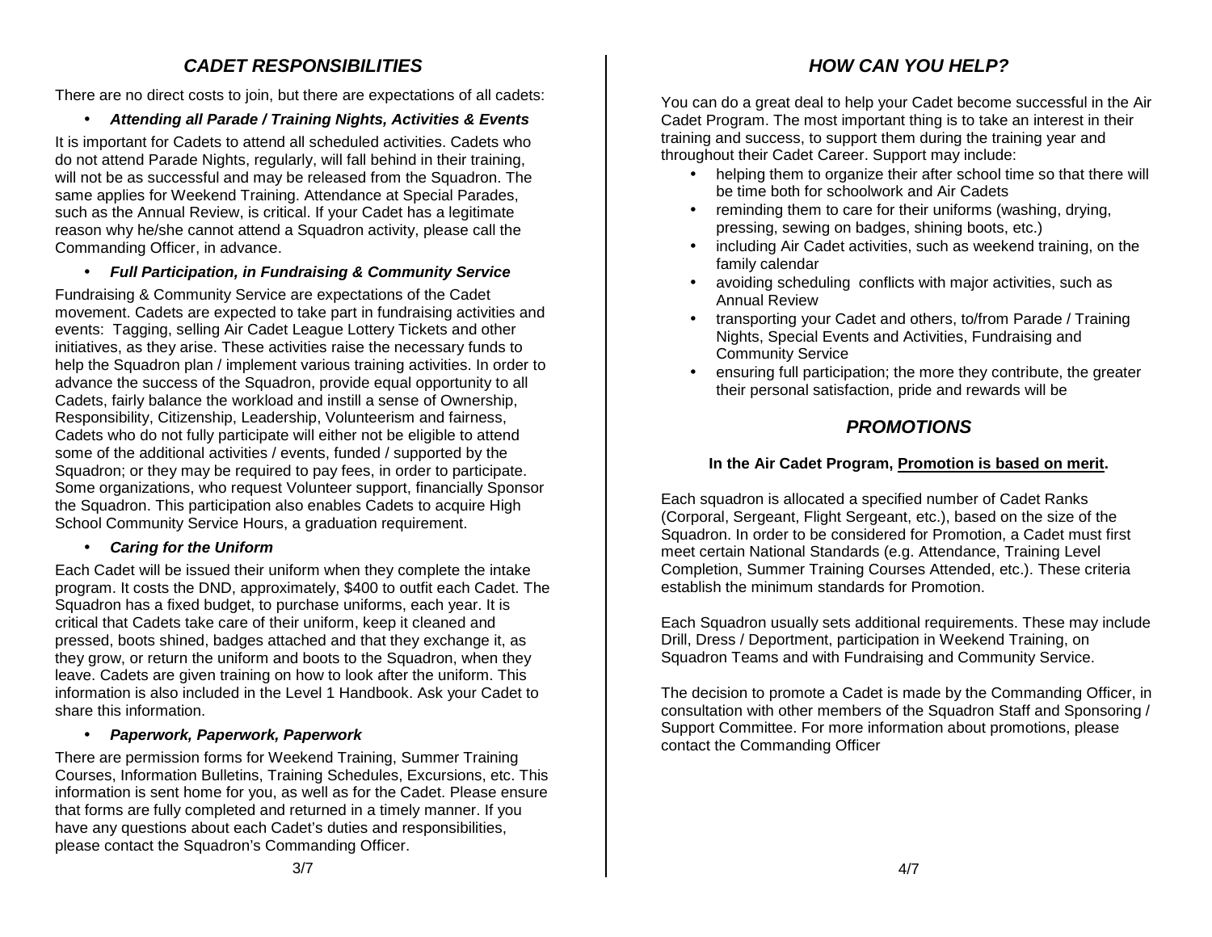## *CADET RESPONSIBILITIES*

There are no direct costs to join, but there are expectations of all cadets:

- ***Attending all Parade / Training Nights, Activities & Events***

It is important for Cadets to attend all scheduled activities. Cadets who do not attend Parade Nights, regularly, will fall behind in their training, will not be as successful and may be released from the Squadron. The same applies for Weekend Training. Attendance at Special Parades, such as the Annual Review, is critical. If your Cadet has a legitimate reason why he/she cannot attend a Squadron activity, please call the Commanding Officer, in advance.

- ***Full Participation, in Fundraising & Community Service***

Fundraising & Community Service are expectations of the Cadet movement. Cadets are expected to take part in fundraising activities and events: Tagging, selling Air Cadet League Lottery Tickets and other initiatives, as they arise. These activities raise the necessary funds to help the Squadron plan / implement various training activities. In order to advance the success of the Squadron, provide equal opportunity to all Cadets, fairly balance the workload and instill a sense of Ownership, Responsibility, Citizenship, Leadership, Volunteerism and fairness, Cadets who do not fully participate will either not be eligible to attend some of the additional activities / events, funded / supported by the Squadron; or they may be required to pay fees, in order to participate. Some organizations, who request Volunteer support, financially Sponsor the Squadron. This participation also enables Cadets to acquire High School Community Service Hours, a graduation requirement.

- ***Caring for the Uniform***

Each Cadet will be issued their uniform when they complete the intake program. It costs the DND, approximately, $400 to outfit each Cadet. The Squadron has a fixed budget, to purchase uniforms, each year. It is critical that Cadets take care of their uniform, keep it cleaned and pressed, boots shined, badges attached and that they exchange it, as they grow, or return the uniform and boots to the Squadron, when they leave. Cadets are given training on how to look after the uniform. This information is also included in the Level 1 Handbook. Ask your Cadet to share this information.

- ***Paperwork, Paperwork, Paperwork***

There are permission forms for Weekend Training, Summer Training Courses, Information Bulletins, Training Schedules, Excursions, etc. This information is sent home for you, as well as for the Cadet. Please ensure that forms are fully completed and returned in a timely manner. If you have any questions about each Cadet's duties and responsibilities, please contact the Squadron's Commanding Officer.

## *HOW CAN YOU HELP?*

You can do a great deal to help your Cadet become successful in the Air Cadet Program. The most important thing is to take an interest in their training and success, to support them during the training year and throughout their Cadet Career. Support may include:

- helping them to organize their after school time so that there will be time both for schoolwork and Air Cadets
- reminding them to care for their uniforms (washing, drying, pressing, sewing on badges, shining boots, etc.)
- including Air Cadet activities, such as weekend training, on the family calendar
- avoiding scheduling conflicts with major activities, such as Annual Review
- transporting your Cadet and others, to/from Parade / Training Nights, Special Events and Activities, Fundraising and Community Service
- ensuring full participation; the more they contribute, the greater their personal satisfaction, pride and rewards will be

## *PROMOTIONS*

**In the Air Cadet Program, Promotion is based on merit.**

Each squadron is allocated a specified number of Cadet Ranks (Corporal, Sergeant, Flight Sergeant, etc.), based on the size of the Squadron. In order to be considered for Promotion, a Cadet must first meet certain National Standards (e.g. Attendance, Training Level Completion, Summer Training Courses Attended, etc.). These criteria establish the minimum standards for Promotion.

Each Squadron usually sets additional requirements. These may include Drill, Dress / Deportment, participation in Weekend Training, on Squadron Teams and with Fundraising and Community Service.

The decision to promote a Cadet is made by the Commanding Officer, in consultation with other members of the Squadron Staff and Sponsoring / Support Committee. For more information about promotions, please contact the Commanding Officer